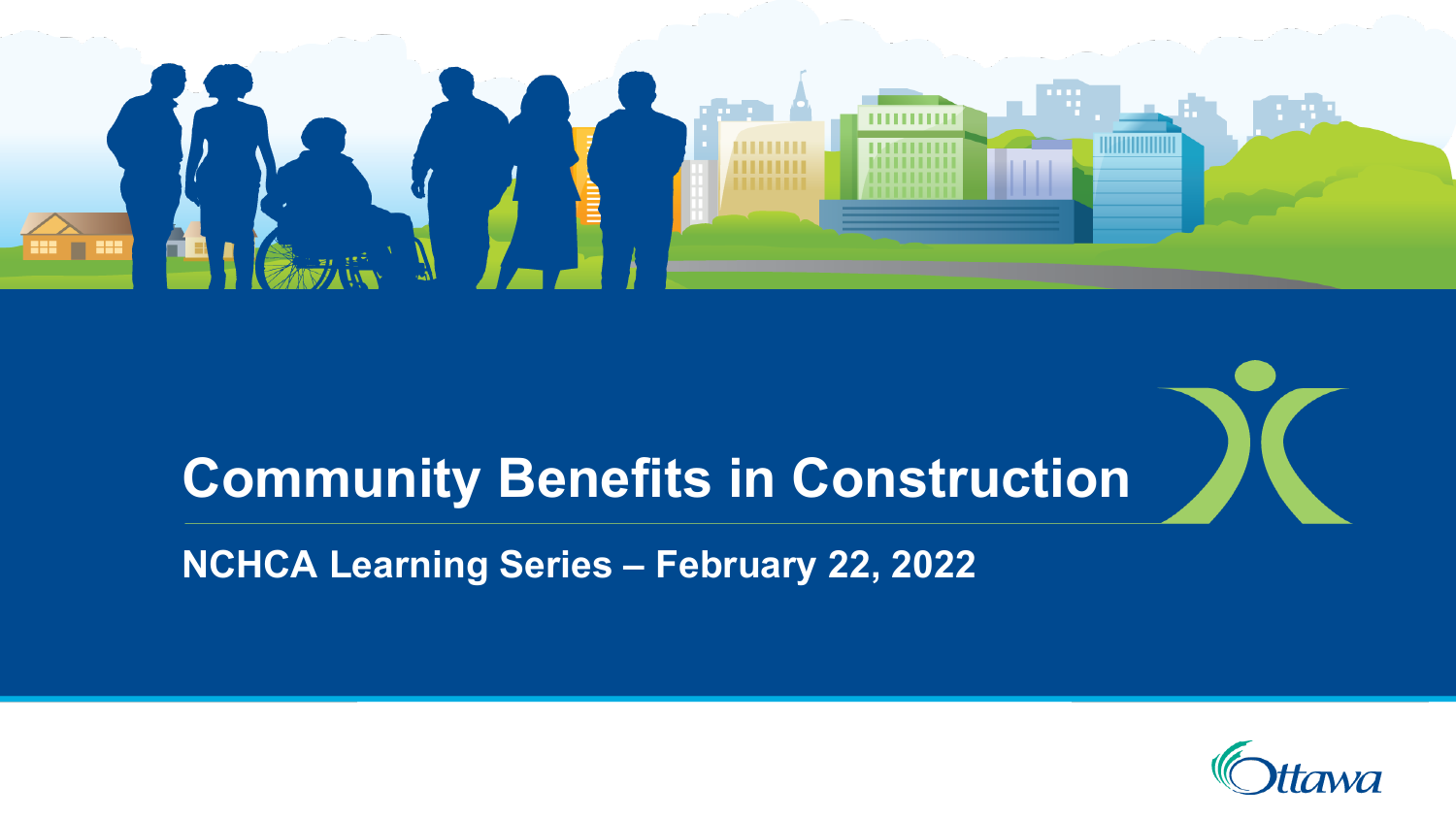# Community Benefits in Construction

## NCHCA Learning Series – February 22, 2022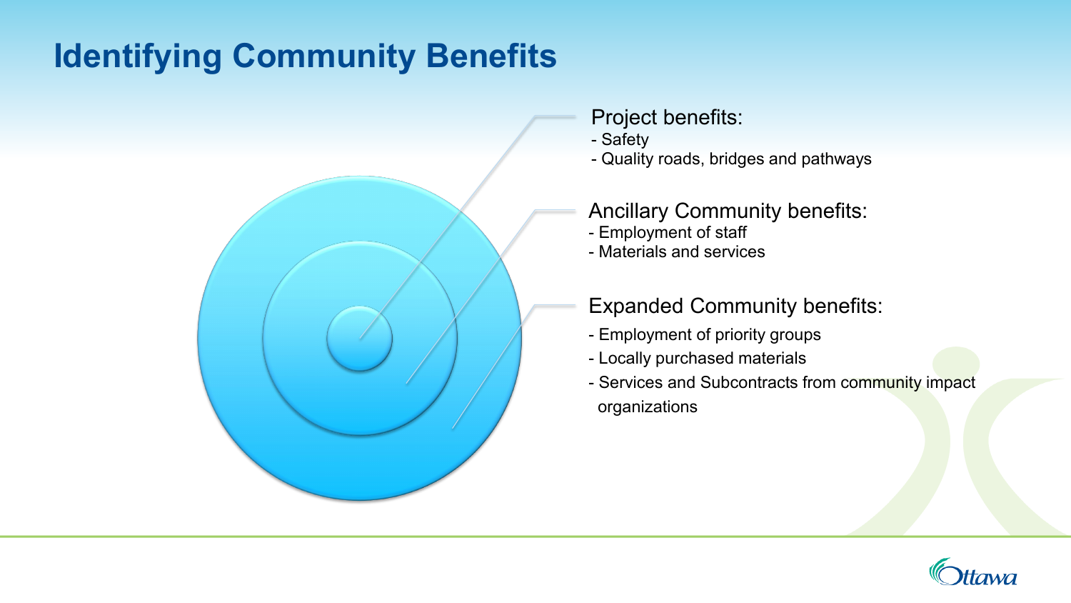# Identifying Community Benefits

Project benefits:
- Safety
- Quality roads, bridges and pathways

Ancillary Community benefits:
- Employment of staff
- Materials and services

Expanded Community benefits:
- Employment of priority groups
- Locally purchased materials
- Services and Subcontracts from community impact organizations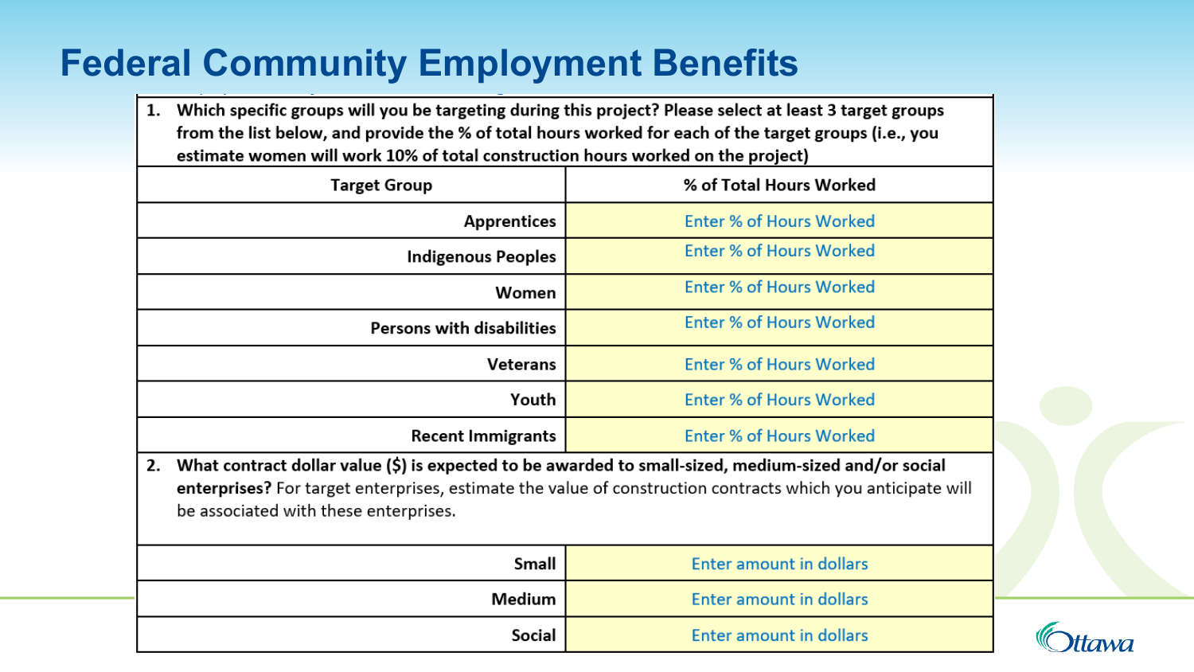# Federal Community Employment Benefits

1. **Which specific groups will you be targeting during this project? Please select at least 3 target groups from the list below, and provide the % of total hours worked for each of the target groups (i.e., you estimate women will work 10% of total construction hours worked on the project)**

| Target Group | % of Total Hours Worked |
|---|---|
| Apprentices | Enter % of Hours Worked |
| Indigenous Peoples | Enter % of Hours Worked |
| Women | Enter % of Hours Worked |
| Persons with disabilities | Enter % of Hours Worked |
| Veterans | Enter % of Hours Worked |
| Youth | Enter % of Hours Worked |
| Recent Immigrants | Enter % of Hours Worked |

2. **What contract dollar value ($) is expected to be awarded to small-sized, medium-sized and/or social enterprises?** For target enterprises, estimate the value of construction contracts which you anticipate will be associated with these enterprises.

| | |
|---|---|
| Small | Enter amount in dollars |
| Medium | Enter amount in dollars |
| Social | Enter amount in dollars |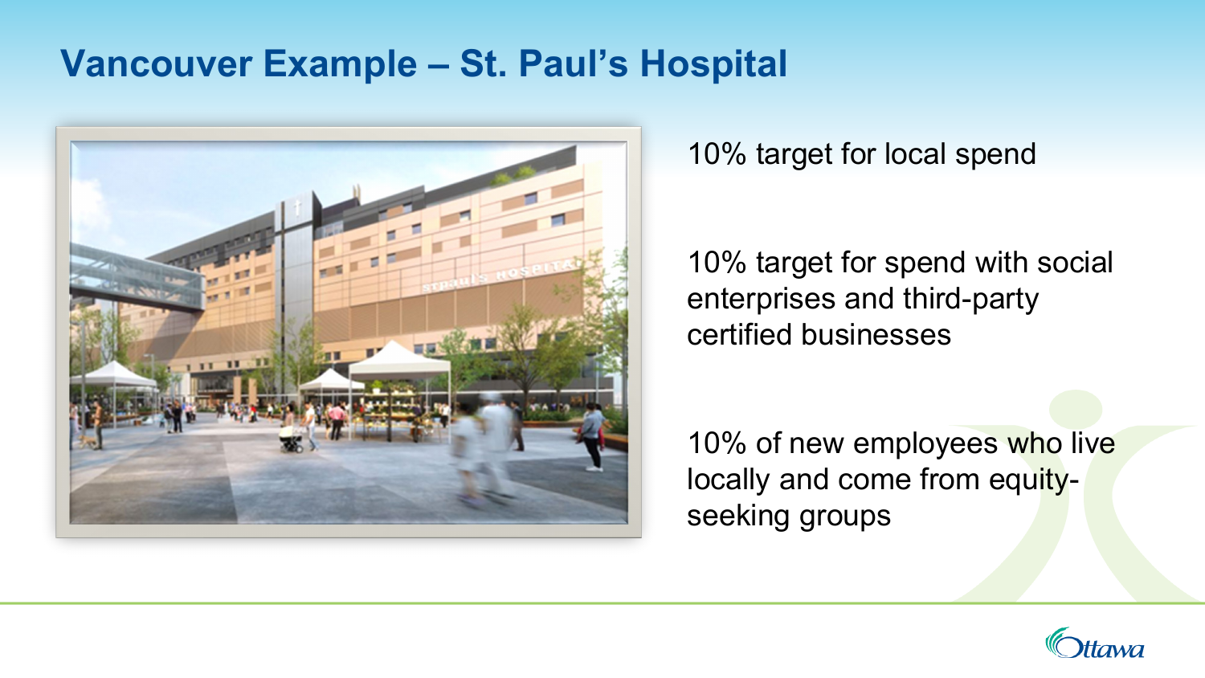# Vancouver Example – St. Paul's Hospital

10% target for local spend

10% target for spend with social enterprises and third-party certified businesses

10% of new employees who live locally and come from equity-seeking groups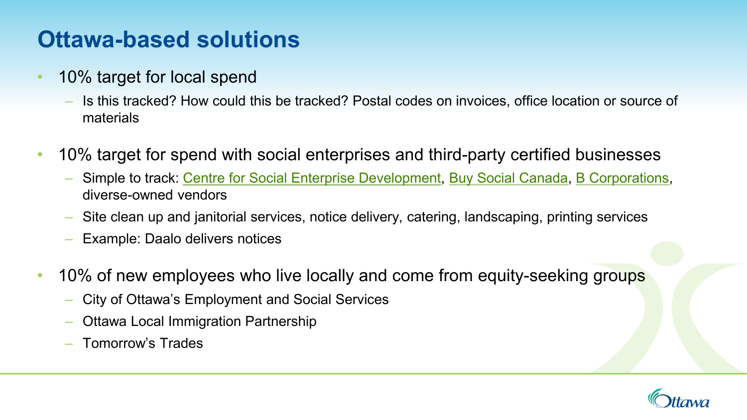# Ottawa-based solutions

- 10% target for local spend
  - Is this tracked? How could this be tracked? Postal codes on invoices, office location or source of materials
- 10% target for spend with social enterprises and third-party certified businesses
  - Simple to track: Centre for Social Enterprise Development, Buy Social Canada, B Corporations, diverse-owned vendors
  - Site clean up and janitorial services, notice delivery, catering, landscaping, printing services
  - Example: Daalo delivers notices
- 10% of new employees who live locally and come from equity-seeking groups
  - City of Ottawa's Employment and Social Services
  - Ottawa Local Immigration Partnership
  - Tomorrow's Trades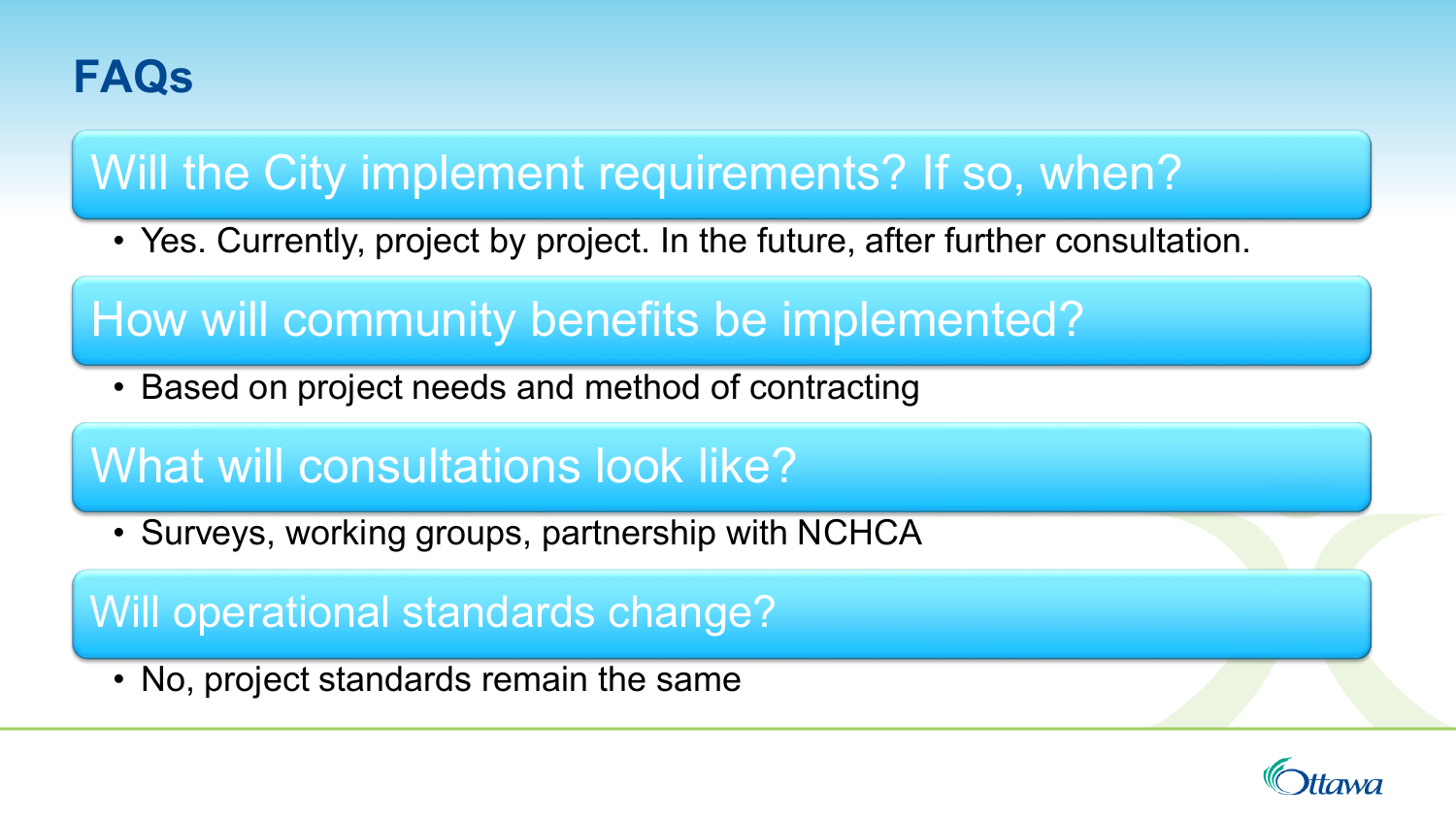# FAQs

## Will the City implement requirements? If so, when?

- Yes. Currently, project by project. In the future, after further consultation.

## How will community benefits be implemented?

- Based on project needs and method of contracting

## What will consultations look like?

- Surveys, working groups, partnership with NCHCA

## Will operational standards change?

- No, project standards remain the same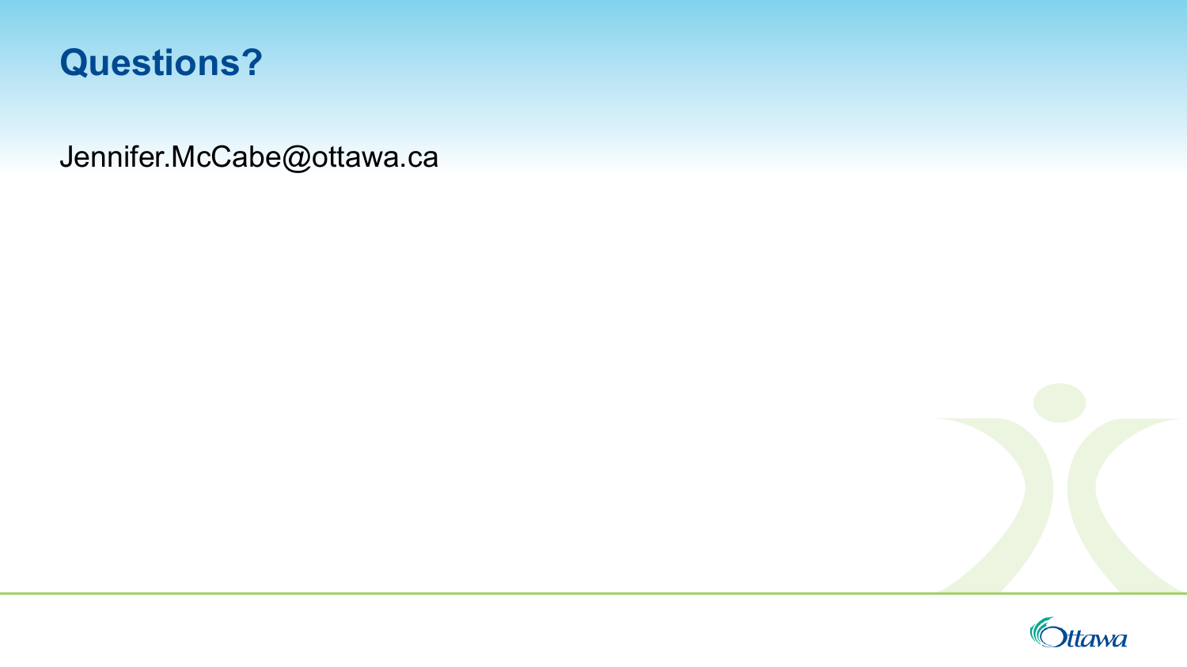# Questions?

Jennifer.McCabe@ottawa.ca